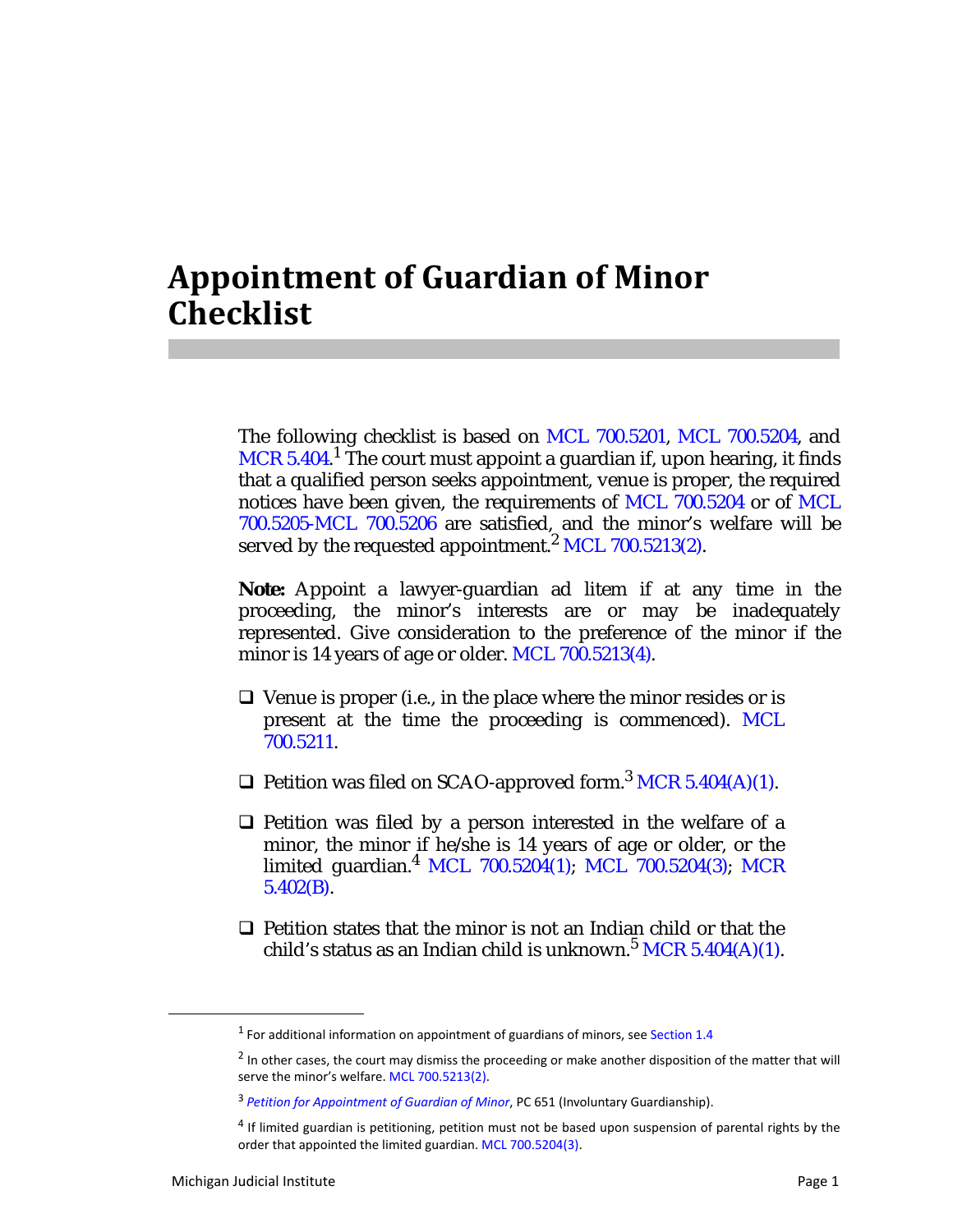# Appointment of Guardian of Minor Checklist

The following checklist is based on MCL 700.5201, MCL 700.5204, and MCR 5.404.[1] The court must appoint a guardian if, upon hearing, it finds that a qualified person seeks appointment, venue is proper, the required notices have been given, the requirements of MCL 700.5204 or of MCL 700.5205-MCL 700.5206 are satisfied, and the minor's welfare will be served by the requested appointment.[2] MCL 700.5213(2).

**Note:** Appoint a lawyer-guardian ad litem if at any time in the proceeding, the minor's interests are or may be inadequately represented. Give consideration to the preference of the minor if the minor is 14 years of age or older. MCL 700.5213(4).

- ❑ Venue is proper (i.e., in the place where the minor resides or is present at the time the proceeding is commenced). MCL 700.5211.

- ❑ Petition was filed on SCAO-approved form.[3] MCR 5.404(A)(1).

- ❑ Petition was filed by a person interested in the welfare of a minor, the minor if he/she is 14 years of age or older, or the limited guardian.[4] MCL 700.5204(1); MCL 700.5204(3); MCR 5.402(B).

- ❑ Petition states that the minor is not an Indian child or that the child's status as an Indian child is unknown.[5] MCR 5.404(A)(1).

---

[1] For additional information on appointment of guardians of minors, see Section 1.4

[2] In other cases, the court may dismiss the proceeding or make another disposition of the matter that will serve the minor's welfare. MCL 700.5213(2).

[3] *Petition for Appointment of Guardian of Minor*, PC 651 (Involuntary Guardianship).

[4] If limited guardian is petitioning, petition must not be based upon suspension of parental rights by the order that appointed the limited guardian. MCL 700.5204(3).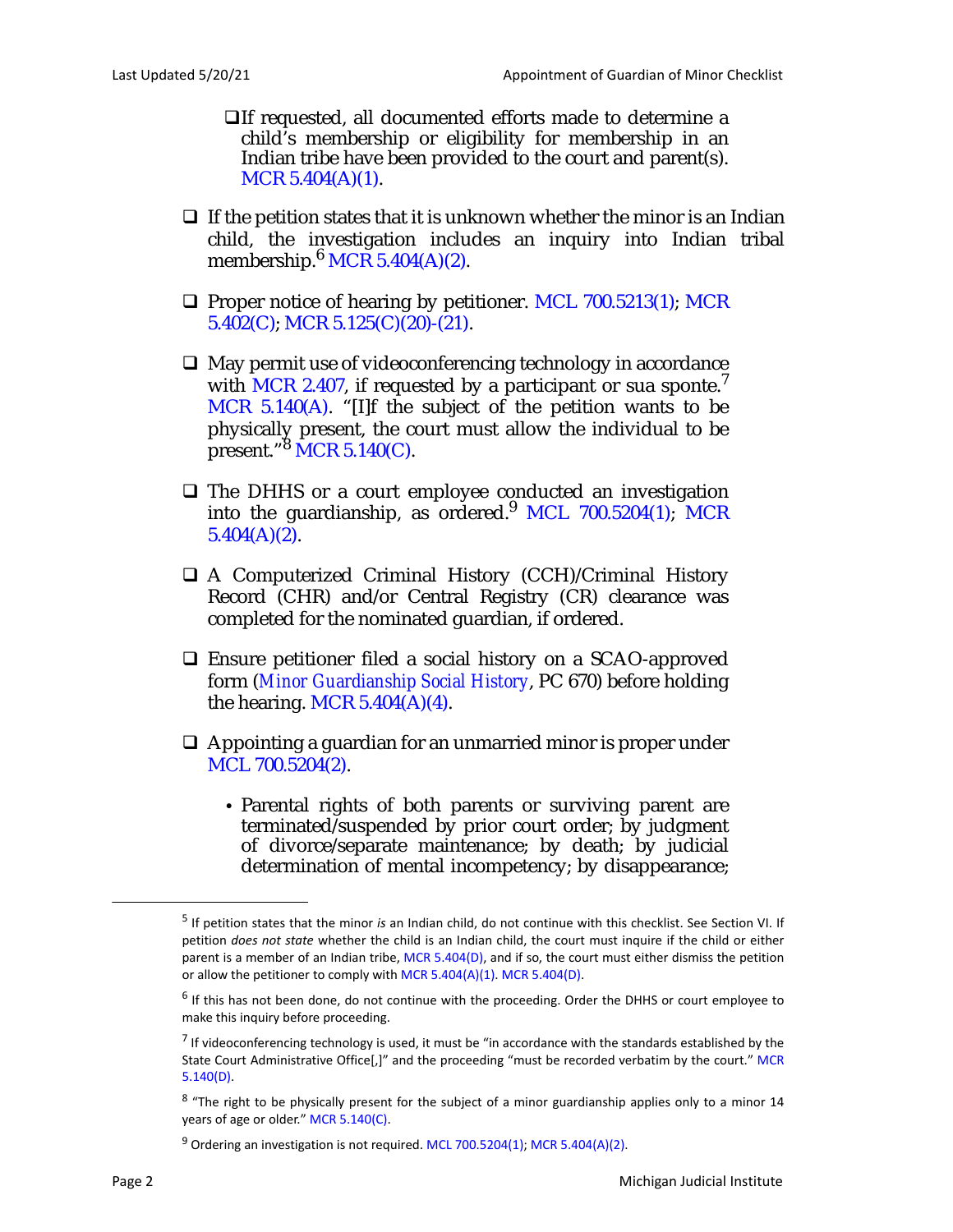- ❑ If requested, all documented efforts made to determine a child's membership or eligibility for membership in an Indian tribe have been provided to the court and parent(s). MCR 5.404(A)(1).

- ❑ If the petition states that it is unknown whether the minor is an Indian child, the investigation includes an inquiry into Indian tribal membership.[6] MCR 5.404(A)(2).

- ❑ Proper notice of hearing by petitioner. MCL 700.5213(1); MCR 5.402(C); MCR 5.125(C)(20)-(21).

- ❑ May permit use of videoconferencing technology in accordance with MCR 2.407, if requested by a participant or sua sponte.[7] MCR 5.140(A). "[I]f the subject of the petition wants to be physically present, the court must allow the individual to be present."[8] MCR 5.140(C).

- ❑ The DHHS or a court employee conducted an investigation into the guardianship, as ordered.[9] MCL 700.5204(1); MCR 5.404(A)(2).

- ❑ A Computerized Criminal History (CCH)/Criminal History Record (CHR) and/or Central Registry (CR) clearance was completed for the nominated guardian, if ordered.

- ❑ Ensure petitioner filed a social history on a SCAO-approved form (*Minor Guardianship Social History*, PC 670) before holding the hearing. MCR 5.404(A)(4).

- ❑ Appointing a guardian for an unmarried minor is proper under MCL 700.5204(2).
  - Parental rights of both parents or surviving parent are terminated/suspended by prior court order; by judgment of divorce/separate maintenance; by death; by judicial determination of mental incompetency; by disappearance;

---

[5] If petition states that the minor *is* an Indian child, do not continue with this checklist. See Section VI. If petition *does not state* whether the child is an Indian child, the court must inquire if the child or either parent is a member of an Indian tribe, MCR 5.404(D), and if so, the court must either dismiss the petition or allow the petitioner to comply with MCR 5.404(A)(1). MCR 5.404(D).

[6] If this has not been done, do not continue with the proceeding. Order the DHHS or court employee to make this inquiry before proceeding.

[7] If videoconferencing technology is used, it must be "in accordance with the standards established by the State Court Administrative Office[,]" and the proceeding "must be recorded verbatim by the court." MCR 5.140(D).

[8] "The right to be physically present for the subject of a minor guardianship applies only to a minor 14 years of age or older." MCR 5.140(C).

[9] Ordering an investigation is not required. MCL 700.5204(1); MCR 5.404(A)(2).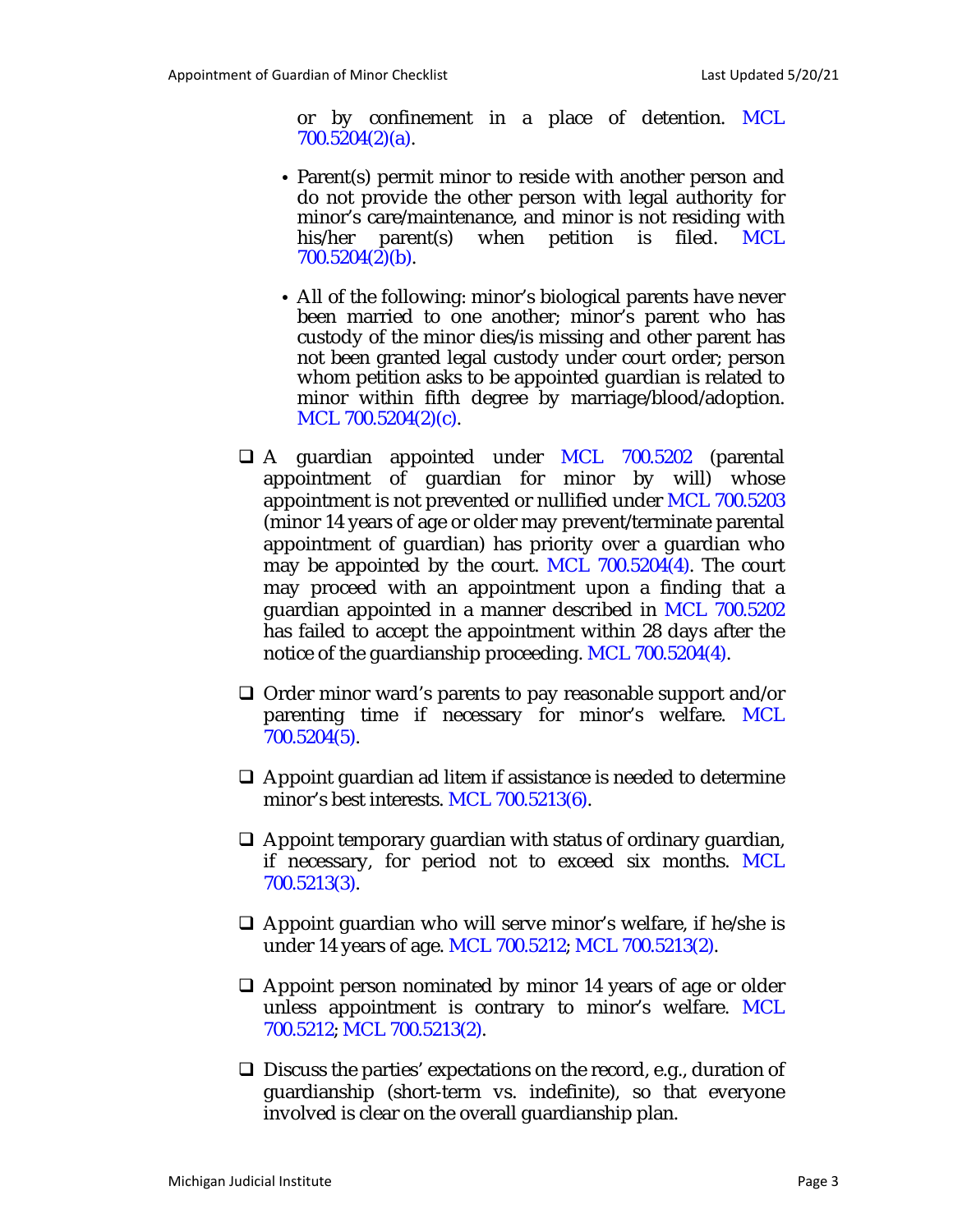or by confinement in a place of detention. MCL 700.5204(2)(a).

- Parent(s) permit minor to reside with another person and do not provide the other person with legal authority for minor's care/maintenance, and minor is not residing with his/her parent(s) when petition is filed. MCL 700.5204(2)(b).

- All of the following: minor's biological parents have never been married to one another; minor's parent who has custody of the minor dies/is missing and other parent has not been granted legal custody under court order; person whom petition asks to be appointed guardian is related to minor within fifth degree by marriage/blood/adoption. MCL 700.5204(2)(c).

- ❑ A guardian appointed under MCL 700.5202 (parental appointment of guardian for minor by will) whose appointment is not prevented or nullified under MCL 700.5203 (minor 14 years of age or older may prevent/terminate parental appointment of guardian) has priority over a guardian who may be appointed by the court. MCL 700.5204(4). The court may proceed with an appointment upon a finding that a guardian appointed in a manner described in MCL 700.5202 has failed to accept the appointment within 28 days after the notice of the guardianship proceeding. MCL 700.5204(4).

- ❑ Order minor ward's parents to pay reasonable support and/or parenting time if necessary for minor's welfare. MCL 700.5204(5).

- ❑ Appoint guardian ad litem if assistance is needed to determine minor's best interests. MCL 700.5213(6).

- ❑ Appoint temporary guardian with status of ordinary guardian, if necessary, for period not to exceed six months. MCL 700.5213(3).

- ❑ Appoint guardian who will serve minor's welfare, if he/she is under 14 years of age. MCL 700.5212; MCL 700.5213(2).

- ❑ Appoint person nominated by minor 14 years of age or older unless appointment is contrary to minor's welfare. MCL 700.5212; MCL 700.5213(2).

- ❑ Discuss the parties' expectations on the record, e.g., duration of guardianship (short-term vs. indefinite), so that everyone involved is clear on the overall guardianship plan.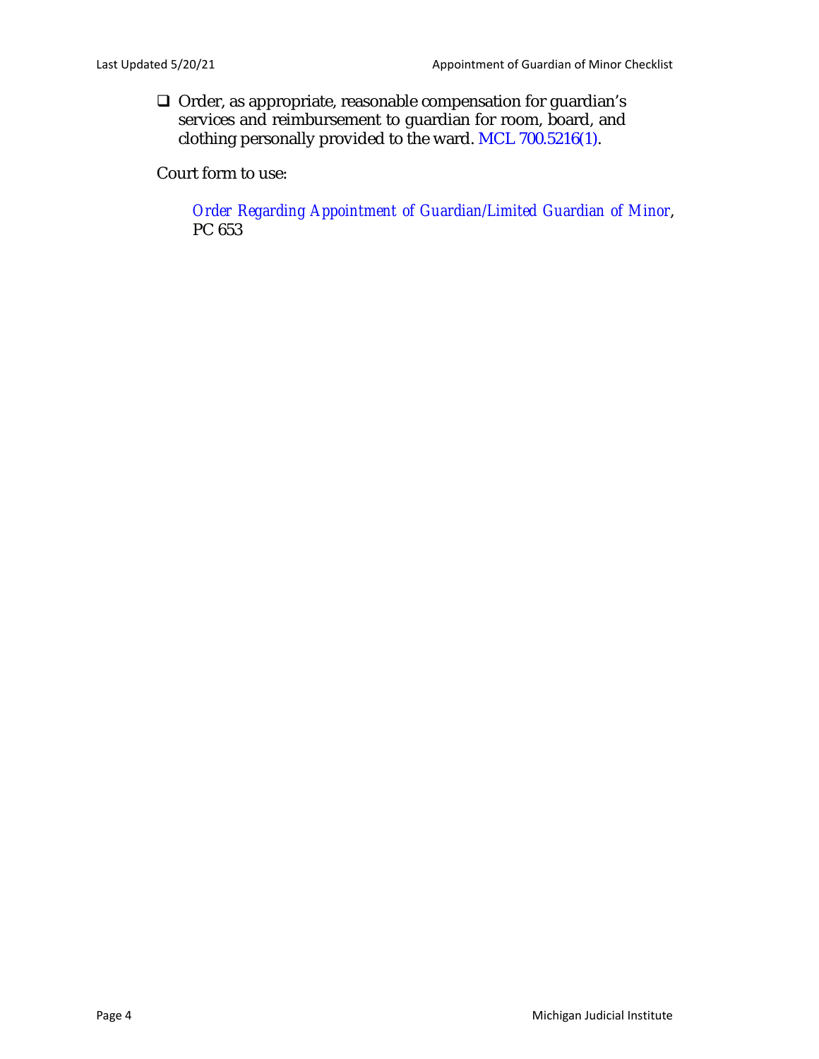- [ ] Order, as appropriate, reasonable compensation for guardian's services and reimbursement to guardian for room, board, and clothing personally provided to the ward. MCL 700.5216(1).

Court form to use:

*Order Regarding Appointment of Guardian/Limited Guardian of Minor*, PC 653